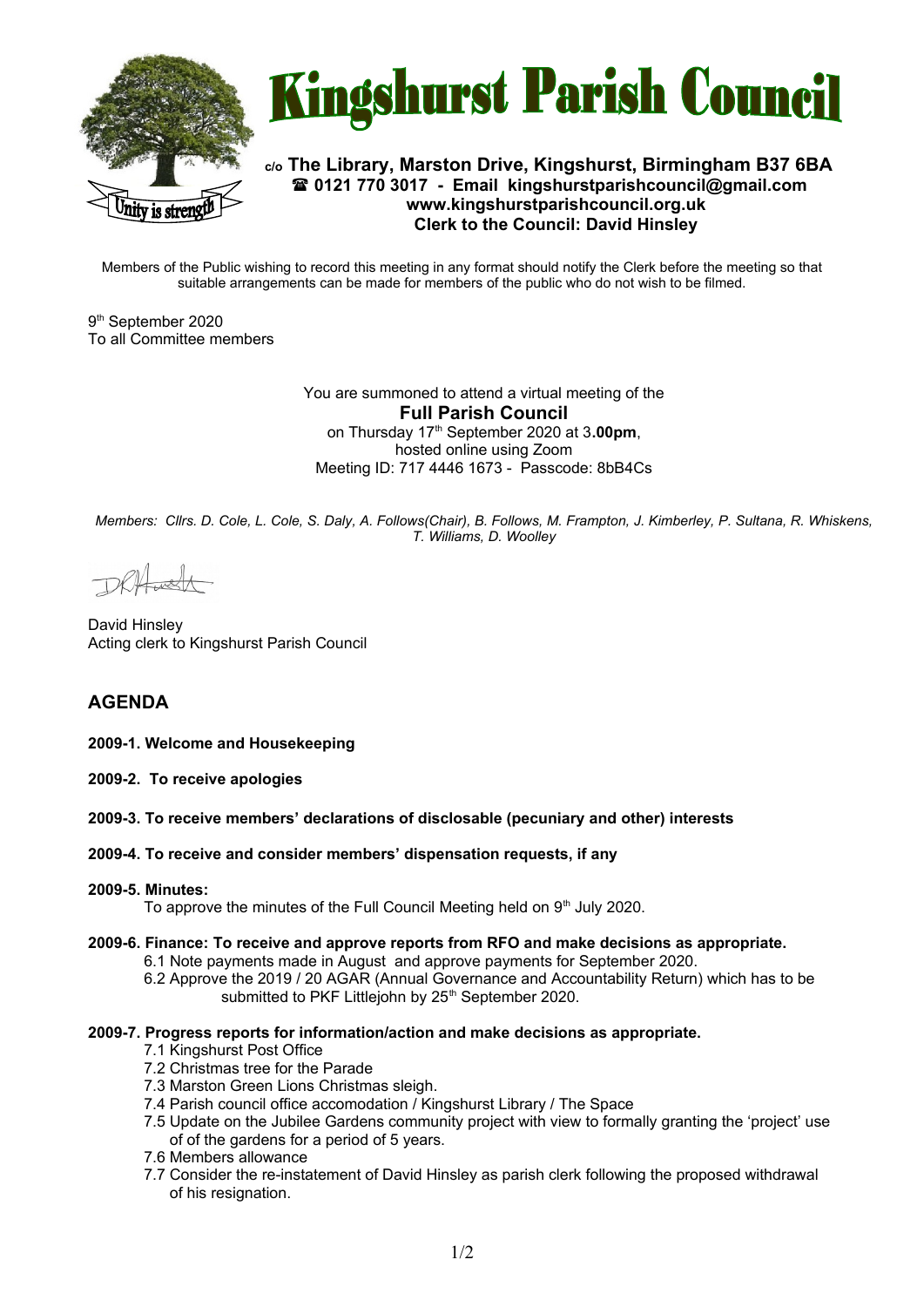# Kingshurst Parish Council

**c/o The Library, Marston Drive, Kingshurst, Birmingham B37 6BA**
**☎ 0121 770 3017 - Email kingshurstparishcouncil@gmail.com**
**www.kingshurstparishcouncil.org.uk**
**Clerk to the Council: David Hinsley**

Unity is strength

Members of the Public wishing to record this meeting in any format should notify the Clerk before the meeting so that suitable arrangements can be made for members of the public who do not wish to be filmed.

9th September 2020
To all Committee members

You are summoned to attend a virtual meeting of the
**Full Parish Council**
on Thursday 17th September 2020 at 3**.00pm**,
hosted online using Zoom
Meeting ID: 717 4446 1673 - Passcode: 8bB4Cs

*Members: Cllrs. D. Cole, L. Cole, S. Daly, A. Follows(Chair), B. Follows, M. Frampton, J. Kimberley, P. Sultana, R. Whiskens, T. Williams, D. Woolley*

David Hinsley
Acting clerk to Kingshurst Parish Council

## AGENDA

**2009-1. Welcome and Housekeeping**

**2009-2. To receive apologies**

**2009-3. To receive members' declarations of disclosable (pecuniary and other) interests**

**2009-4. To receive and consider members' dispensation requests, if any**

**2009-5. Minutes:**
To approve the minutes of the Full Council Meeting held on 9th July 2020.

**2009-6. Finance: To receive and approve reports from RFO and make decisions as appropriate.**
6.1 Note payments made in August and approve payments for September 2020.
6.2 Approve the 2019 / 20 AGAR (Annual Governance and Accountability Return) which has to be submitted to PKF Littlejohn by 25th September 2020.

**2009-7. Progress reports for information/action and make decisions as appropriate.**
7.1 Kingshurst Post Office
7.2 Christmas tree for the Parade
7.3 Marston Green Lions Christmas sleigh.
7.4 Parish council office accomodation / Kingshurst Library / The Space
7.5 Update on the Jubilee Gardens community project with view to formally granting the 'project' use of of the gardens for a period of 5 years.
7.6 Members allowance
7.7 Consider the re-instatement of David Hinsley as parish clerk following the proposed withdrawal of his resignation.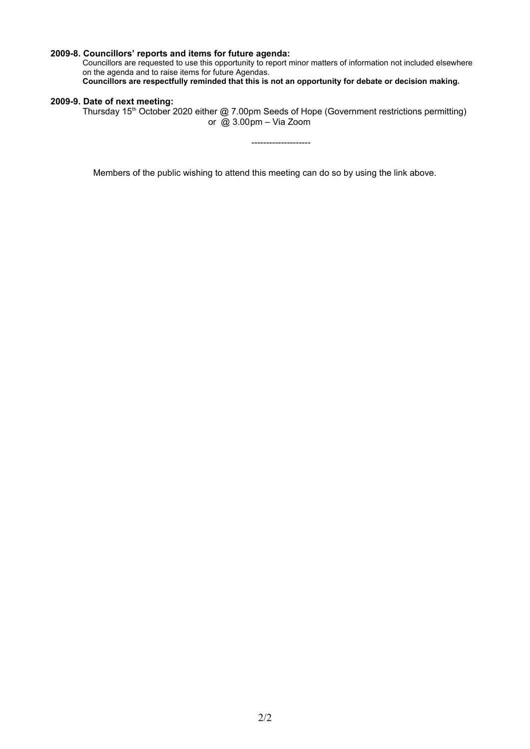**2009-8. Councillors' reports and items for future agenda:**

Councillors are requested to use this opportunity to report minor matters of information not included elsewhere on the agenda and to raise items for future Agendas.

**Councillors are respectfully reminded that this is not an opportunity for debate or decision making.**

**2009-9. Date of next meeting:**

Thursday 15th October 2020 either @ 7.00pm Seeds of Hope (Government restrictions permitting)
or @ 3.00pm – Via Zoom

--------------------

Members of the public wishing to attend this meeting can do so by using the link above.